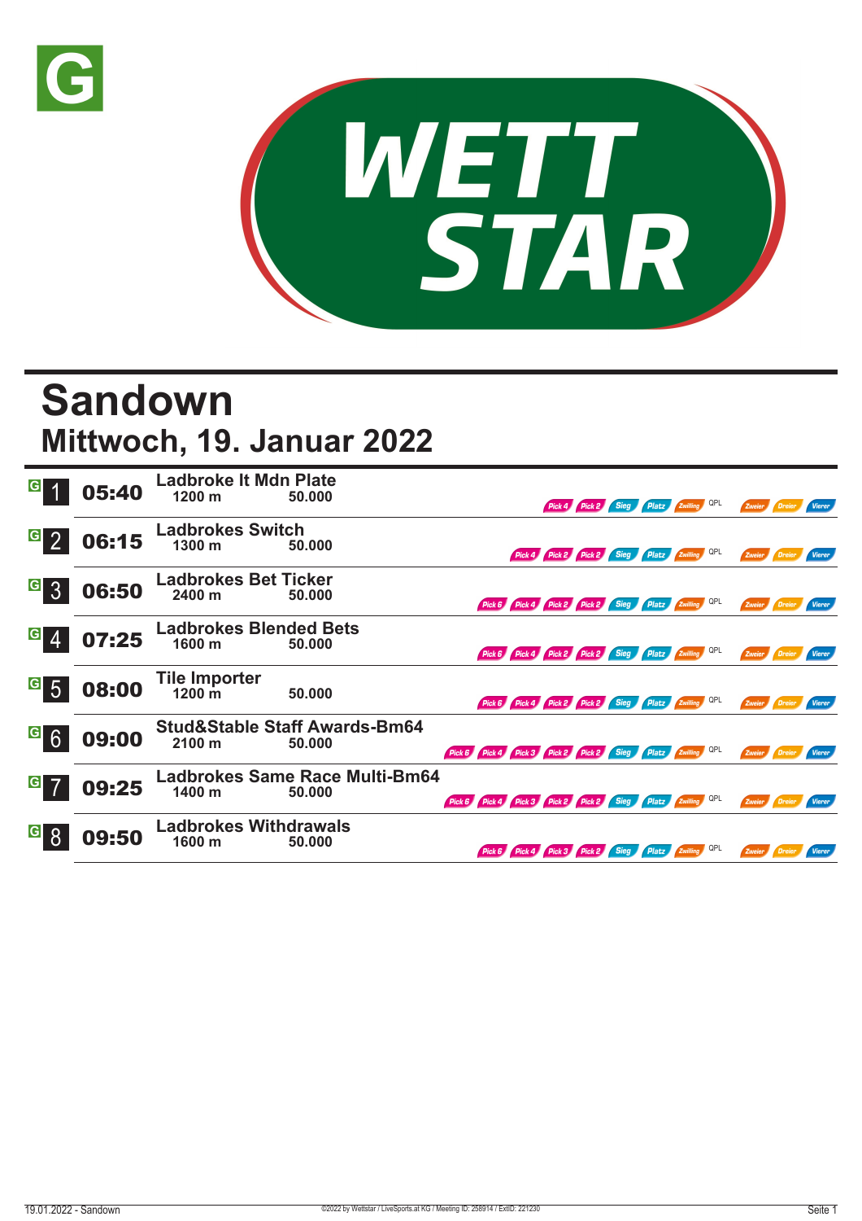G

WETT STAR

# Sandown

## Mittwoch, 19. Januar 2022

| Rennen | Zeit | Rennen / Distanz | Preisgeld | Wetten |
|---|---|---|---|---|
| G 1 | 05:40 | Ladbroke It Mdn Plate<br>1200 m | 50.000 | Pick 4, Pick 2, Sieg, Platz, Zwilling, QPL, Zweier, Dreier, Vierer |
| G 2 | 06:15 | Ladbrokes Switch<br>1300 m | 50.000 | Pick 4, Pick 2, Pick 2, Sieg, Platz, Zwilling, QPL, Zweier, Dreier, Vierer |
| G 3 | 06:50 | Ladbrokes Bet Ticker<br>2400 m | 50.000 | Pick 6, Pick 4, Pick 2, Pick 2, Sieg, Platz, Zwilling, QPL, Zweier, Dreier, Vierer |
| G 4 | 07:25 | Ladbrokes Blended Bets<br>1600 m | 50.000 | Pick 6, Pick 4, Pick 2, Pick 2, Sieg, Platz, Zwilling, QPL, Zweier, Dreier, Vierer |
| G 5 | 08:00 | Tile Importer<br>1200 m | 50.000 | Pick 6, Pick 4, Pick 2, Pick 2, Sieg, Platz, Zwilling, QPL, Zweier, Dreier, Vierer |
| G 6 | 09:00 | Stud&Stable Staff Awards-Bm64<br>2100 m | 50.000 | Pick 6, Pick 4, Pick 3, Pick 2, Pick 2, Sieg, Platz, Zwilling, QPL, Zweier, Dreier, Vierer |
| G 7 | 09:25 | Ladbrokes Same Race Multi-Bm64<br>1400 m | 50.000 | Pick 6, Pick 4, Pick 3, Pick 2, Pick 2, Sieg, Platz, Zwilling, QPL, Zweier, Dreier, Vierer |
| G 8 | 09:50 | Ladbrokes Withdrawals<br>1600 m | 50.000 | Pick 6, Pick 4, Pick 3, Pick 2, Sieg, Platz, Zwilling, QPL, Zweier, Dreier, Vierer |

19.01.2022 - Sandown ©2022 by Wettstar / LiveSports.at KG / Meeting ID: 258914 / ExtID: 221230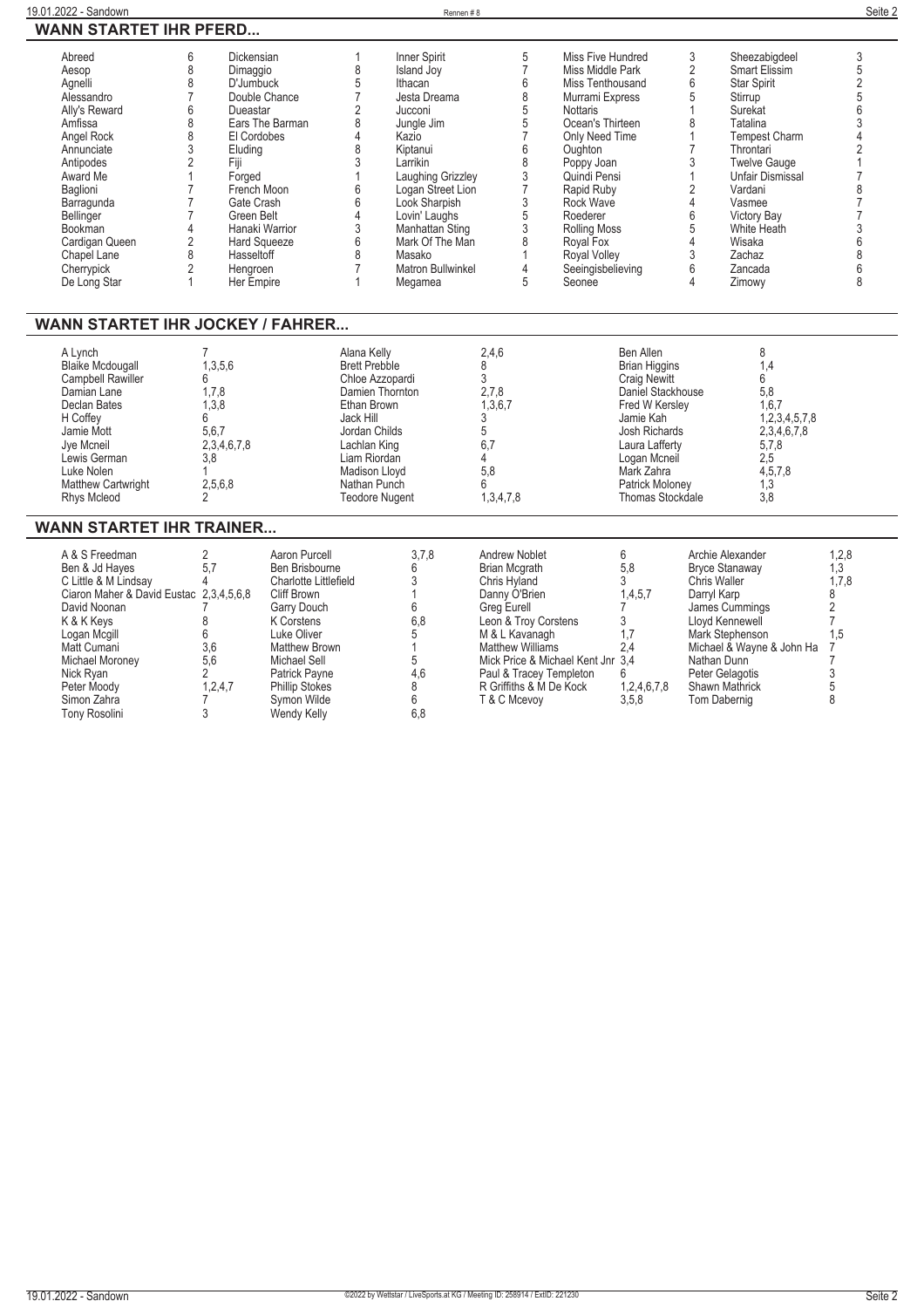## WANN STARTET IHR PFERD...

| Pferd | Rennen | Pferd | Rennen | Pferd | Rennen | Pferd | Rennen | Pferd | Rennen |
|---|---|---|---|---|---|---|---|---|---|
| Abreed | 6 | Dickensian | 1 | Inner Spirit | 5 | Miss Five Hundred | 3 | Sheezabigdeel | 3 |
| Aesop | 8 | Dimaggio | 8 | Island Joy | 7 | Miss Middle Park | 2 | Smart Elissim | 5 |
| Agnelli | 8 | D'Jumbuck | 5 | Ithacan | 6 | Miss Tenthousand | 6 | Star Spirit | 2 |
| Alessandro | 7 | Double Chance | 7 | Jesta Dreama | 8 | Murrami Express | 5 | Stirrup | 5 |
| Ally's Reward | 6 | Dueastar | 2 | Jucconi | 5 | Nottaris | 1 | Surekat | 6 |
| Amfissa | 8 | Ears The Barman | 8 | Jungle Jim | 5 | Ocean's Thirteen | 8 | Tatalina | 3 |
| Angel Rock | 8 | El Cordobes | 4 | Kazio | 7 | Only Need Time | 1 | Tempest Charm | 4 |
| Annunciate | 3 | Eluding | 8 | Kiptanui | 6 | Oughton | 7 | Throntari | 2 |
| Antipodes | 2 | Fiji | 3 | Larrikin | 8 | Poppy Joan | 3 | Twelve Gauge | 1 |
| Award Me | 1 | Forged | 1 | Laughing Grizzley | 3 | Quindi Pensi | 1 | Unfair Dismissal | 7 |
| Baglioni | 7 | French Moon | 6 | Logan Street Lion | 7 | Rapid Ruby | 2 | Vardani | 8 |
| Barragunda | 7 | Gate Crash | 6 | Look Sharpish | 3 | Rock Wave | 4 | Vasmee | 7 |
| Bellinger | 7 | Green Belt | 4 | Lovin' Laughs | 5 | Roederer | 6 | Victory Bay | 7 |
| Bookman | 4 | Hanaki Warrior | 3 | Manhattan Sting | 3 | Rolling Moss | 5 | White Heath | 3 |
| Cardigan Queen | 2 | Hard Squeeze | 6 | Mark Of The Man | 8 | Royal Fox | 4 | Wisaka | 6 |
| Chapel Lane | 8 | Hasseltoff | 8 | Masako | 1 | Royal Volley | 3 | Zachaz | 8 |
| Cherrypick | 2 | Hengroen | 7 | Matron Bullwinkel | 4 | Seeingisbelieving | 6 | Zancada | 6 |
| De Long Star | 1 | Her Empire | 1 | Megamea | 5 | Seonee | 4 | Zimowy | 8 |

## WANN STARTET IHR JOCKEY / FAHRER...

| Jockey | Rennen | Jockey | Rennen | Jockey | Rennen |
|---|---|---|---|---|---|
| A Lynch | 7 | Alana Kelly | 2,4,6 | Ben Allen | 8 |
| Blaike Mcdougall | 1,3,5,6 | Brett Prebble | 8 | Brian Higgins | 1,4 |
| Campbell Rawiller | 6 | Chloe Azzopardi | 3 | Craig Newitt | 6 |
| Damian Lane | 1,7,8 | Damien Thornton | 2,7,8 | Daniel Stackhouse | 5,8 |
| Declan Bates | 1,3,8 | Ethan Brown | 1,3,6,7 | Fred W Kersley | 1,6,7 |
| H Coffey | 6 | Jack Hill | 3 | Jamie Kah | 1,2,3,4,5,7,8 |
| Jamie Mott | 5,6,7 | Jordan Childs | 5 | Josh Richards | 2,3,4,6,7,8 |
| Jye Mcneil | 2,3,4,6,7,8 | Lachlan King | 6,7 | Laura Lafferty | 5,7,8 |
| Lewis German | 3,8 | Liam Riordan | 4 | Logan Mcneil | 2,5 |
| Luke Nolen | 1 | Madison Lloyd | 5,8 | Mark Zahra | 4,5,7,8 |
| Matthew Cartwright | 2,5,6,8 | Nathan Punch | 6 | Patrick Moloney | 1,3 |
| Rhys Mcleod | 2 | Teodore Nugent | 1,3,4,7,8 | Thomas Stockdale | 3,8 |

## WANN STARTET IHR TRAINER...

| Trainer | Rennen | Trainer | Rennen | Trainer | Rennen | Trainer | Rennen |
|---|---|---|---|---|---|---|---|
| A & S Freedman | 2 | Aaron Purcell | 3,7,8 | Andrew Noblet | 6 | Archie Alexander | 1,2,8 |
| Ben & Jd Hayes | 5,7 | Ben Brisbourne | 6 | Brian Mcgrath | 5,8 | Bryce Stanaway | 1,3 |
| C Little & M Lindsay | 4 | Charlotte Littlefield | 3 | Chris Hyland | 3 | Chris Waller | 1,7,8 |
| Ciaron Maher & David Eustac | 2,3,4,5,6,8 | Cliff Brown | 1 | Danny O'Brien | 1,4,5,7 | Darryl Karp | 8 |
| David Noonan | 7 | Garry Douch | 6 | Greg Eurell | 7 | James Cummings | 2 |
| K & K Keys | 8 | K Corstens | 6,8 | Leon & Troy Corstens | 3 | Lloyd Kennewell | 7 |
| Logan Mcgill | 6 | Luke Oliver | 5 | M & L Kavanagh | 1,7 | Mark Stephenson | 1,5 |
| Matt Cumani | 3,6 | Matthew Brown | 1 | Matthew Williams | 2,4 | Michael & Wayne & John Ha | 7 |
| Michael Moroney | 5,6 | Michael Sell | 5 | Mick Price & Michael Kent Jnr | 3,4 | Nathan Dunn | 7 |
| Nick Ryan | 2 | Patrick Payne | 4,6 | Paul & Tracey Templeton | 6 | Peter Gelagotis | 3 |
| Peter Moody | 1,2,4,7 | Phillip Stokes | 8 | R Griffiths & M De Kock | 1,2,4,6,7,8 | Shawn Mathrick | 5 |
| Simon Zahra | 7 | Symon Wilde | 6 | T & C Mcevoy | 3,5,8 | Tom Dabernig | 8 |
| Tony Rosolini | 3 | Wendy Kelly | 6,8 | | | | |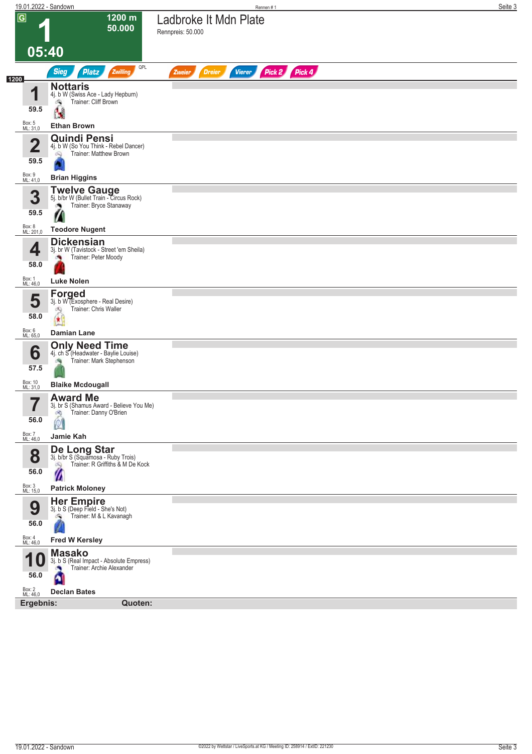# 1

**1200 m**
**50.000**

**05:40**

## Ladbroke It Mdn Plate

Rennpreis: 50.000

Sieg | Platz | Zwilling | QPL | Zweier | Dreier | Vierer | Pick 2 | Pick 4

1200

| Nr. | Gewicht | Pferd | Details | Trainer | Jockey | Box | ML |
|---|---|---|---|---|---|---|---|
| 1 | 59.5 | **Nottaris** | 4j. b W (Swiss Ace - Lady Hepburn) | Cliff Brown | **Ethan Brown** | 5 | 31,0 |
| 2 | 59.5 | **Quindi Pensi** | 4j. b W (So You Think - Rebel Dancer) | Matthew Brown | **Brian Higgins** | 9 | 41,0 |
| 3 | 59.5 | **Twelve Gauge** | 5j. b/br W (Bullet Train - Circus Rock) | Bryce Stanaway | **Teodore Nugent** | 8 | 201,0 |
| 4 | 58.0 | **Dickensian** | 3j. br W (Tavistock - Street 'em Sheila) | Peter Moody | **Luke Nolen** | 1 | 46,0 |
| 5 | 58.0 | **Forged** | 3j. b W (Exosphere - Real Desire) | Chris Waller | **Damian Lane** | 6 | 65,0 |
| 6 | 57.5 | **Only Need Time** | 4j. ch S (Headwater - Baylie Louise) | Mark Stephenson | **Blaike Mcdougall** | 10 | 31,0 |
| 7 | 56.0 | **Award Me** | 3j. br S (Shamus Award - Believe You Me) | Danny O'Brien | **Jamie Kah** | 7 | 46,0 |
| 8 | 56.0 | **De Long Star** | 3j. b/br S (Squamosa - Ruby Trois) | R Griffiths & M De Kock | **Patrick Moloney** | 3 | 15,0 |
| 9 | 56.0 | **Her Empire** | 3j. b S (Deep Field - She's Not) | M & L Kavanagh | **Fred W Kersley** | 4 | 46,0 |
| 10 | 56.0 | **Masako** | 3j. b S (Real Impact - Absolute Empress) | Archie Alexander | **Declan Bates** | 2 | 46,0 |

**Ergebnis:** **Quoten:**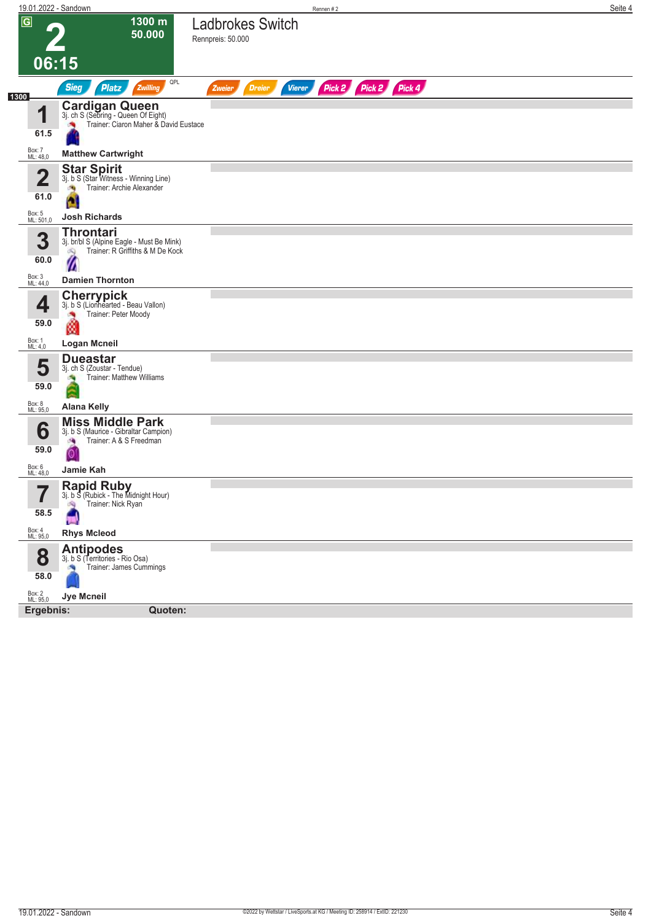# 2 — Ladbrokes Switch

G | 1300 m | 50.000 | 06:15

Rennpreis: 50.000

Sieg | Platz | Zwilling | QPL | Zweier | Dreier | Vierer | Pick 2 | Pick 2 | Pick 4

1300

| Nr. | Gewicht | Pferd | Abstammung | Trainer | Jockey | Box | ML |
|---|---|---|---|---|---|---|---|
| 1 | 61.5 | **Cardigan Queen** | 3j. ch S (Sebring - Queen Of Eight) | Ciaron Maher & David Eustace | **Matthew Cartwright** | 7 | 48,0 |
| 2 | 61.0 | **Star Spirit** | 3j. b S (Star Witness - Winning Line) | Archie Alexander | **Josh Richards** | 5 | 501,0 |
| 3 | 60.0 | **Throntari** | 3j. br/bl S (Alpine Eagle - Must Be Mink) | R Griffiths & M De Kock | **Damien Thornton** | 3 | 44,0 |
| 4 | 59.0 | **Cherrypick** | 3j. b S (Lionhearted - Beau Vallon) | Peter Moody | **Logan Mcneil** | 1 | 4,0 |
| 5 | 59.0 | **Dueastar** | 3j. ch S (Zoustar - Tendue) | Matthew Williams | **Alana Kelly** | 8 | 95,0 |
| 6 | 59.0 | **Miss Middle Park** | 3j. b S (Maurice - Gibraltar Campion) | A & S Freedman | **Jamie Kah** | 6 | 48,0 |
| 7 | 58.5 | **Rapid Ruby** | 3j. b S (Rubick - The Midnight Hour) | Nick Ryan | **Rhys Mcleod** | 4 | 95,0 |
| 8 | 58.0 | **Antipodes** | 3j. b S (Territories - Rio Osa) | James Cummings | **Jye Mcneil** | 2 | 95,0 |

**Ergebnis:** **Quoten:**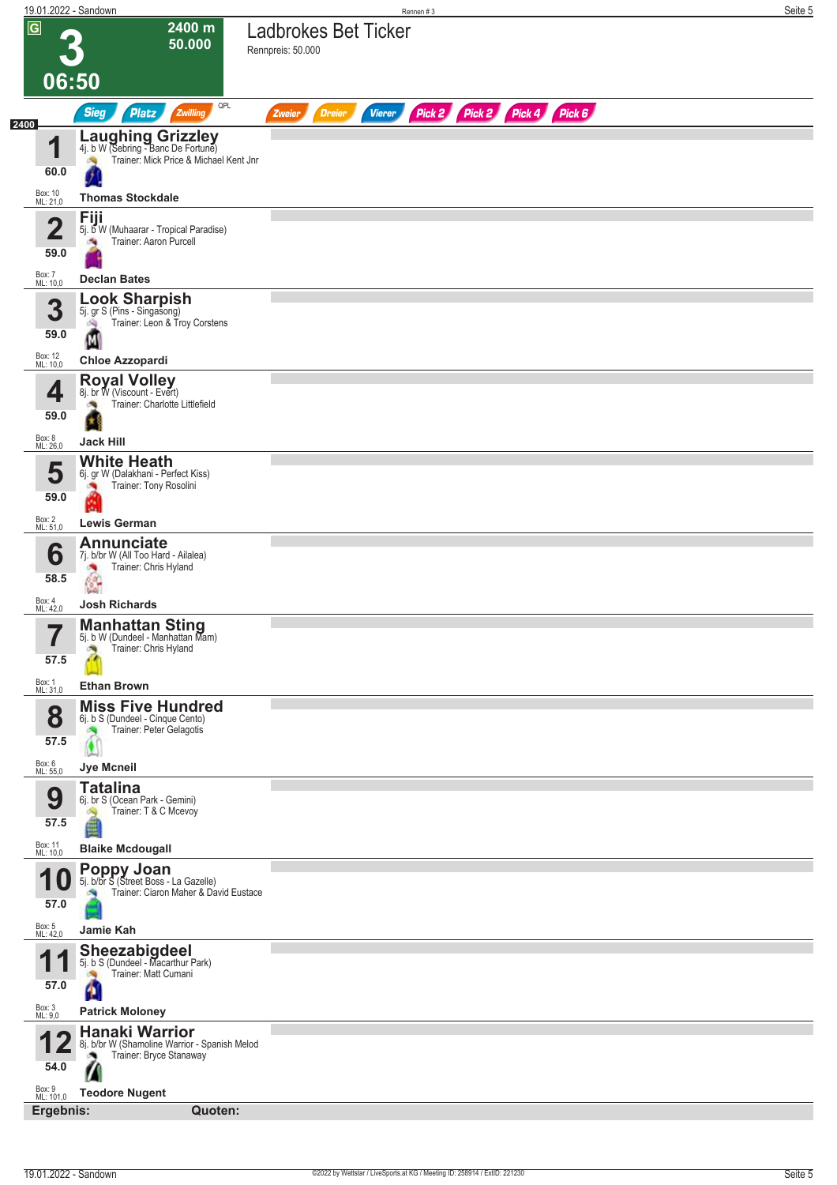# 3 — 06:50

**2400 m — 50.000**

## Ladbrokes Bet Ticker

Rennpreis: 50.000

Sieg | Platz | Zwilling | QPL | Zweier | Dreier | Vierer | Pick 2 | Pick 2 | Pick 4 | Pick 6

2400

| Nr. | Gewicht | Pferd | Box / ML | Reiter |
|---|---|---|---|---|
| 1 | 60.0 | **Laughing Grizzley** 4j. b W (Sebring - Banc De Fortune) Trainer: Mick Price & Michael Kent Jnr | Box: 10 ML: 21,0 | Thomas Stockdale |
| 2 | 59.0 | **Fiji** 5j. b W (Muhaarar - Tropical Paradise) Trainer: Aaron Purcell | Box: 7 ML: 10,0 | Declan Bates |
| 3 | 59.0 | **Look Sharpish** 5j. gr S (Pins - Singasong) Trainer: Leon & Troy Corstens | Box: 12 ML: 10,0 | Chloe Azzopardi |
| 4 | 59.0 | **Royal Volley** 8j. br W (Viscount - Evert) Trainer: Charlotte Littlefield | Box: 8 ML: 26,0 | Jack Hill |
| 5 | 59.0 | **White Heath** 6j. gr W (Dalakhani - Perfect Kiss) Trainer: Tony Rosolini | Box: 2 ML: 51,0 | Lewis German |
| 6 | 58.5 | **Annunciate** 7j. b/br W (All Too Hard - Ailalea) Trainer: Chris Hyland | Box: 4 ML: 42,0 | Josh Richards |
| 7 | 57.5 | **Manhattan Sting** 5j. b W (Dundeel - Manhattan Mam) Trainer: Chris Hyland | Box: 1 ML: 31,0 | Ethan Brown |
| 8 | 57.5 | **Miss Five Hundred** 6j. b S (Dundeel - Cinque Cento) Trainer: Peter Gelagotis | Box: 6 ML: 55,0 | Jye Mcneil |
| 9 | 57.5 | **Tatalina** 6j. br S (Ocean Park - Gemini) Trainer: T & C Mcevoy | Box: 11 ML: 10,0 | Blaike Mcdougall |
| 10 | 57.0 | **Poppy Joan** 5j. b/br S (Street Boss - La Gazelle) Trainer: Ciaron Maher & David Eustace | Box: 5 ML: 42,0 | Jamie Kah |
| 11 | 57.0 | **Sheezabigdeel** 5j. b S (Dundeel - Macarthur Park) Trainer: Matt Cumani | Box: 3 ML: 9,0 | Patrick Moloney |
| 12 | 54.0 | **Hanaki Warrior** 8j. b/br W (Shamoline Warrior - Spanish Melod Trainer: Bryce Stanaway | Box: 9 ML: 101,0 | Teodore Nugent |

**Ergebnis:** **Quoten:**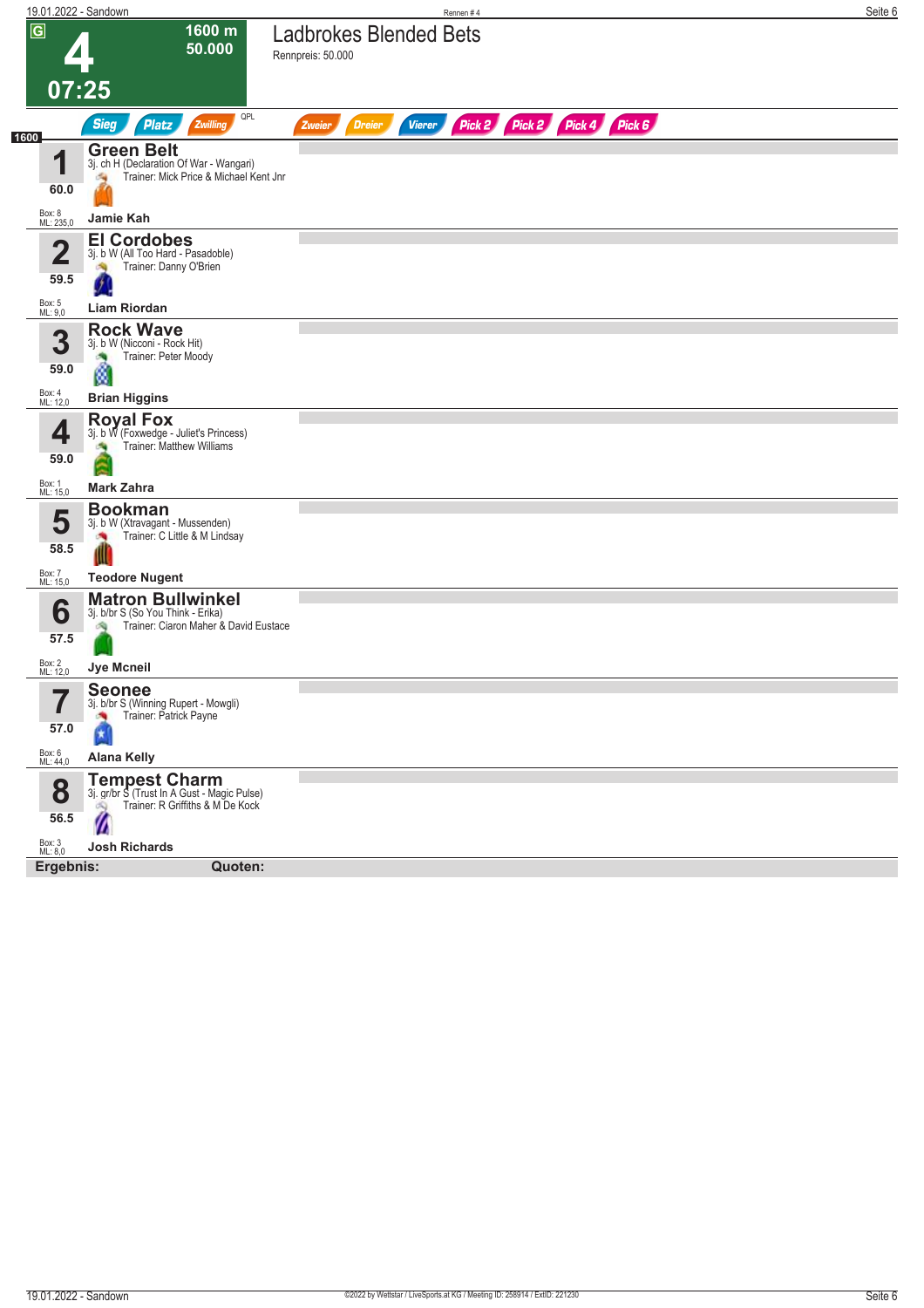# 4 — 07:25

**1600 m — 50.000**

## Ladbrokes Blended Bets

Rennpreis: 50.000

Sieg | Platz | Zwilling | QPL | Zweier | Dreier | Vierer | Pick 2 | Pick 2 | Pick 4 | Pick 6

**1600**

| Nr. | Gewicht | Box / ML | Pferd | Abstammung | Trainer | Jockey |
|---|---|---|---|---|---|---|
| 1 | 60.0 | Box: 8 / ML: 235,0 | **Green Belt** | 3j. ch H (Declaration Of War - Wangari) | Mick Price & Michael Kent Jnr | **Jamie Kah** |
| 2 | 59.5 | Box: 5 / ML: 9,0 | **El Cordobes** | 3j. b W (All Too Hard - Pasadoble) | Danny O'Brien | **Liam Riordan** |
| 3 | 59.0 | Box: 4 / ML: 12,0 | **Rock Wave** | 3j. b W (Nicconi - Rock Hit) | Peter Moody | **Brian Higgins** |
| 4 | 59.0 | Box: 1 / ML: 15,0 | **Royal Fox** | 3j. b W (Foxwedge - Juliet's Princess) | Matthew Williams | **Mark Zahra** |
| 5 | 58.5 | Box: 7 / ML: 15,0 | **Bookman** | 3j. b W (Xtravagant - Mussenden) | C Little & M Lindsay | **Teodore Nugent** |
| 6 | 57.5 | Box: 2 / ML: 12,0 | **Matron Bullwinkel** | 3j. b/br S (So You Think - Erika) | Ciaron Maher & David Eustace | **Jye Mcneil** |
| 7 | 57.0 | Box: 6 / ML: 44,0 | **Seonee** | 3j. b/br S (Winning Rupert - Mowgli) | Patrick Payne | **Alana Kelly** |
| 8 | 56.5 | Box: 3 / ML: 8,0 | **Tempest Charm** | 3j. gr/br S (Trust In A Gust - Magic Pulse) | R Griffiths & M De Kock | **Josh Richards** |

**Ergebnis:** **Quoten:**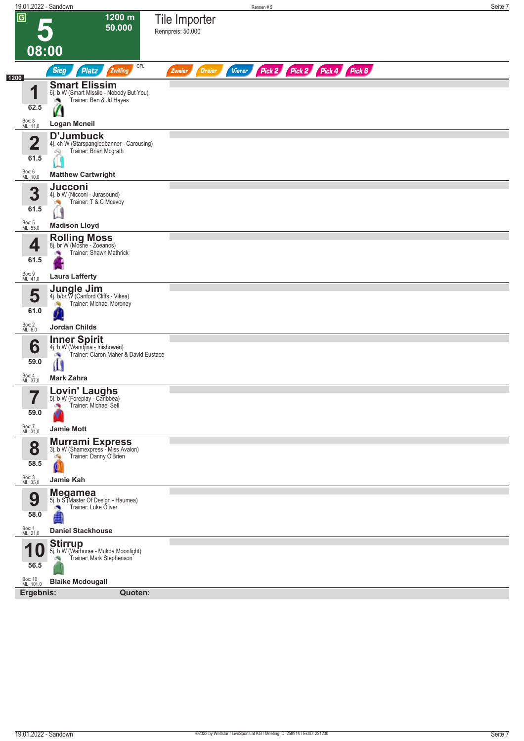# 5 — Tile Importer

**1200 m** | **50.000** | **08:00**

Rennpreis: 50.000

Sieg | Platz | Zwilling | QPL | Zweier | Dreier | Vierer | Pick 2 | Pick 2 | Pick 4 | Pick 6

1200

| Nr. | Gewicht | Pferd | Details | Trainer | Jockey | Box | ML |
|---|---|---|---|---|---|---|---|
| 1 | 62.5 | **Smart Elissim** | 6j. b W (Smart Missile - Nobody But You) | Ben & Jd Hayes | **Logan Mcneil** | 8 | 11,0 |
| 2 | 61.5 | **D'Jumbuck** | 4j. ch W (Starspangledbanner - Carousing) | Brian Mcgrath | **Matthew Cartwright** | 6 | 10,0 |
| 3 | 61.5 | **Jucconi** | 4j. b W (Nicconi - Jurasound) | T & C Mcevoy | **Madison Lloyd** | 5 | 55,0 |
| 4 | 61.5 | **Rolling Moss** | 8j. br W (Moshe - Zoeanos) | Shawn Mathrick | **Laura Lafferty** | 9 | 41,0 |
| 5 | 61.0 | **Jungle Jim** | 4j. b/br W (Canford Cliffs - Vikea) | Michael Moroney | **Jordan Childs** | 2 | 6,0 |
| 6 | 59.0 | **Inner Spirit** | 4j. b W (Wandjina - Inishowen) | Ciaron Maher & David Eustace | **Mark Zahra** | 4 | 37,0 |
| 7 | 59.0 | **Lovin' Laughs** | 5j. b W (Foreplay - Caribbea) | Michael Sell | **Jamie Mott** | 7 | 31,0 |
| 8 | 58.5 | **Murrami Express** | 3j. b W (Shamexpress - Miss Avalon) | Danny O'Brien | **Jamie Kah** | 3 | 35,0 |
| 9 | 58.0 | **Megamea** | 5j. b S (Master Of Design - Haumea) | Luke Oliver | **Daniel Stackhouse** | 1 | 21,0 |
| 10 | 56.5 | **Stirrup** | 5j. b W (Warhorse - Mukda Moonlight) | Mark Stephenson | **Blaike Mcdougall** | 10 | 101,0 |

**Ergebnis:** **Quoten:**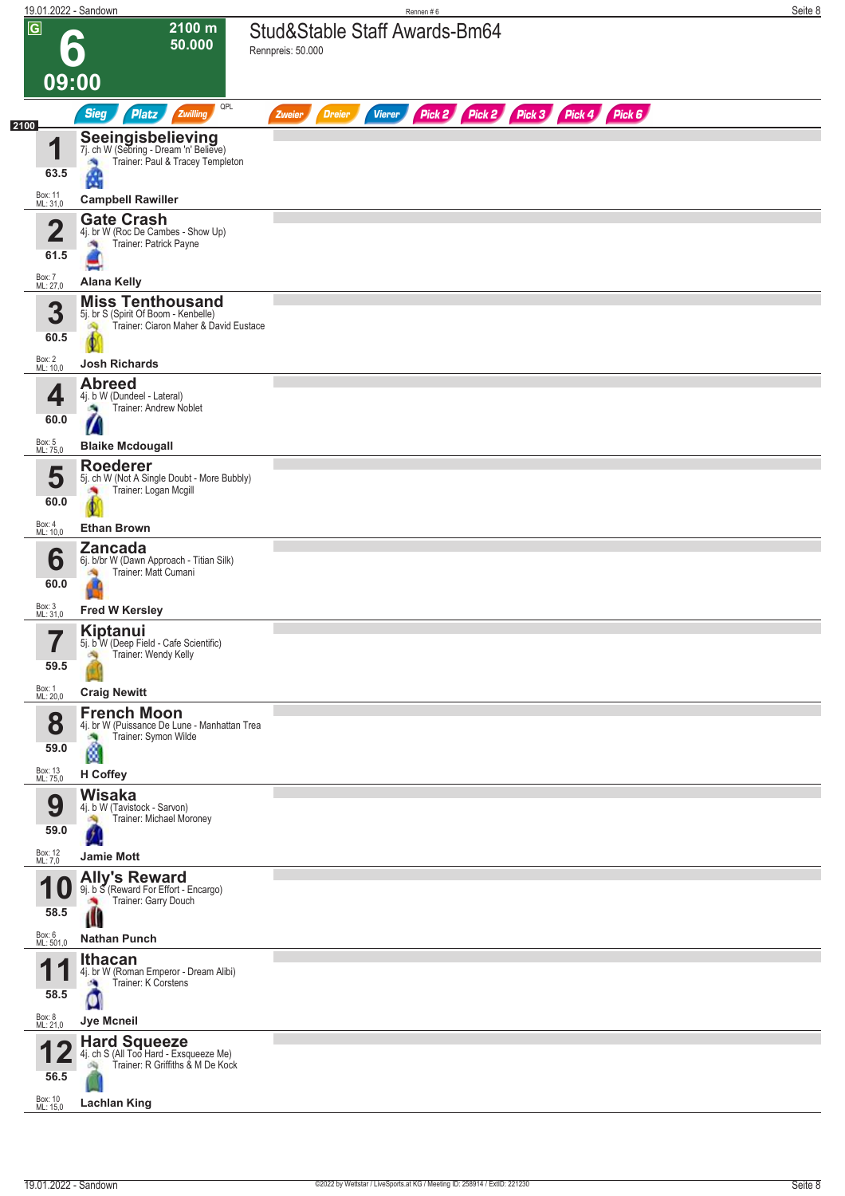# 6

**09:00**

G

2100 m
50.000

## Stud&Stable Staff Awards-Bm64

Rennpreis: 50.000

Sieg | Platz | Zwilling | QPL | Zweier | Dreier | Vierer | Pick 2 | Pick 2 | Pick 3 | Pick 4 | Pick 6

2100

| Nr. | Gewicht | Box / ML | Pferd | Details | Trainer | Jockey |
|---|---|---|---|---|---|---|
| 1 | 63.5 | Box: 11 ML: 31,0 | **Seeingisbelieving** | 7j. ch W (Sebring - Dream 'n' Believe) | Trainer: Paul & Tracey Templeton | **Campbell Rawiller** |
| 2 | 61.5 | Box: 7 ML: 27,0 | **Gate Crash** | 4j. br W (Roc De Cambes - Show Up) | Trainer: Patrick Payne | **Alana Kelly** |
| 3 | 60.5 | Box: 2 ML: 10,0 | **Miss Tenthousand** | 5j. br S (Spirit Of Boom - Kenbelle) | Trainer: Ciaron Maher & David Eustace | **Josh Richards** |
| 4 | 60.0 | Box: 5 ML: 75,0 | **Abreed** | 4j. b W (Dundeel - Lateral) | Trainer: Andrew Noblet | **Blaike Mcdougall** |
| 5 | 60.0 | Box: 4 ML: 10,0 | **Roederer** | 5j. ch W (Not A Single Doubt - More Bubbly) | Trainer: Logan Mcgill | **Ethan Brown** |
| 6 | 60.0 | Box: 3 ML: 31,0 | **Zancada** | 6j. b/br W (Dawn Approach - Titian Silk) | Trainer: Matt Cumani | **Fred W Kersley** |
| 7 | 59.5 | Box: 1 ML: 20,0 | **Kiptanui** | 5j. b W (Deep Field - Cafe Scientific) | Trainer: Wendy Kelly | **Craig Newitt** |
| 8 | 59.0 | Box: 13 ML: 75,0 | **French Moon** | 4j. br W (Puissance De Lune - Manhattan Trea | Trainer: Symon Wilde | **H Coffey** |
| 9 | 59.0 | Box: 12 ML: 7,0 | **Wisaka** | 4j. b W (Tavistock - Sarvon) | Trainer: Michael Moroney | **Jamie Mott** |
| 10 | 58.5 | Box: 6 ML: 501,0 | **Ally's Reward** | 9j. b S (Reward For Effort - Encargo) | Trainer: Garry Douch | **Nathan Punch** |
| 11 | 58.5 | Box: 8 ML: 21,0 | **Ithacan** | 4j. br W (Roman Emperor - Dream Alibi) | Trainer: K Corstens | **Jye Mcneil** |
| 12 | 56.5 | Box: 10 ML: 15,0 | **Hard Squeeze** | 4j. ch S (All Too Hard - Exsqueeze Me) | Trainer: R Griffiths & M De Kock | **Lachlan King** |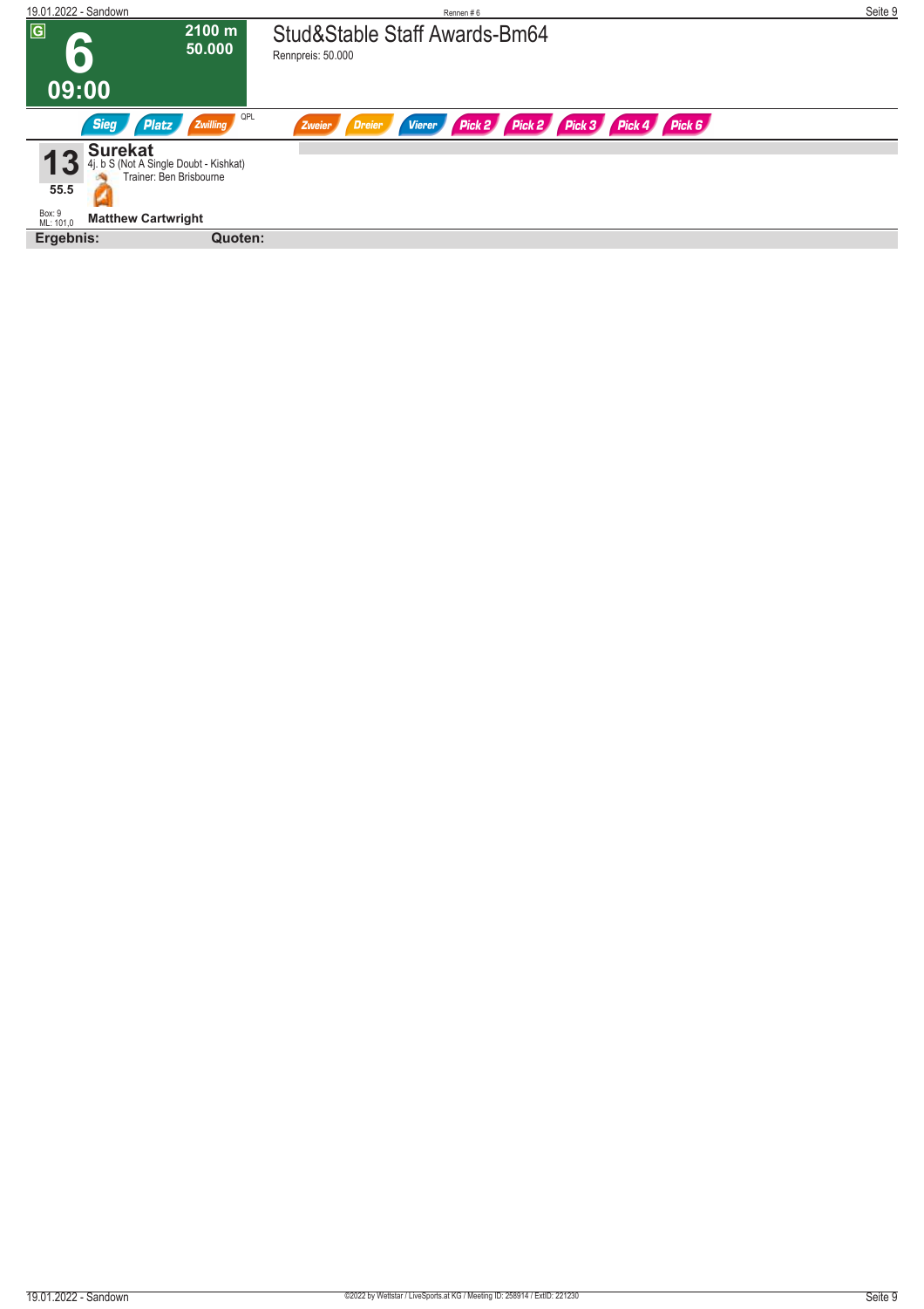**G**

# 6

**2100 m**
**50.000**

**09:00**

## Stud&Stable Staff Awards-Bm64

Rennpreis: 50.000

Sieg | Platz | Zwilling | QPL | Zweier | Dreier | Vierer | Pick 2 | Pick 2 | Pick 3 | Pick 4 | Pick 6

**13** **Surekat**
4j. b S (Not A Single Doubt - Kishkat)
Trainer: Ben Brisbourne
55.5
Box: 9
ML: 101,0
**Matthew Cartwright**

**Ergebnis:** **Quoten:**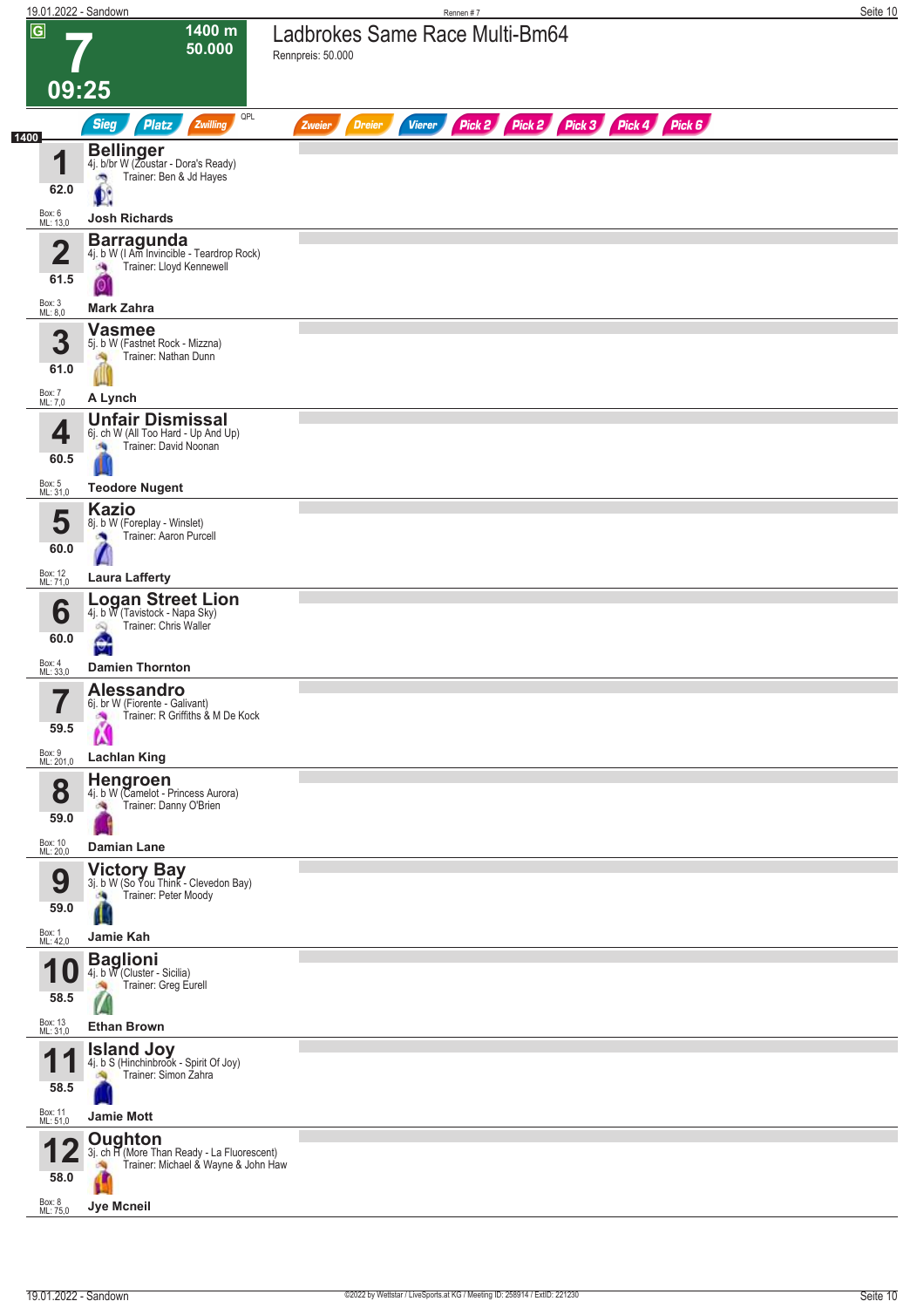# 7 — 09:25 — 1400 m — 50.000

## Ladbrokes Same Race Multi-Bm64

Rennpreis: 50.000

Sieg | Platz | Zwilling | QPL | Zweier | Dreier | Vierer | Pick 2 | Pick 2 | Pick 3 | Pick 4 | Pick 6

1400

| Nr. | Pferd | Gewicht | Jockey | Box | ML |
|---|---|---|---|---|---|
| 1 | **Bellinger** — 4j. b/br W (Zoustar - Dora's Ready), Trainer: Ben & Jd Hayes | 62.0 | Josh Richards | 6 | 13,0 |
| 2 | **Barragunda** — 4j. b W (I Am Invincible - Teardrop Rock), Trainer: Lloyd Kennewell | 61.5 | Mark Zahra | 3 | 8,0 |
| 3 | **Vasmee** — 5j. b W (Fastnet Rock - Mizzna), Trainer: Nathan Dunn | 61.0 | A Lynch | 7 | 7,0 |
| 4 | **Unfair Dismissal** — 6j. ch W (All Too Hard - Up And Up), Trainer: David Noonan | 60.5 | Teodore Nugent | 5 | 31,0 |
| 5 | **Kazio** — 8j. b W (Foreplay - Winslet), Trainer: Aaron Purcell | 60.0 | Laura Lafferty | 12 | 71,0 |
| 6 | **Logan Street Lion** — 4j. b W (Tavistock - Napa Sky), Trainer: Chris Waller | 60.0 | Damien Thornton | 4 | 33,0 |
| 7 | **Alessandro** — 6j. br W (Fiorente - Galivant), Trainer: R Griffiths & M De Kock | 59.5 | Lachlan King | 9 | 201,0 |
| 8 | **Hengroen** — 4j. b W (Camelot - Princess Aurora), Trainer: Danny O'Brien | 59.0 | Damian Lane | 10 | 20,0 |
| 9 | **Victory Bay** — 3j. b W (So You Think - Clevedon Bay), Trainer: Peter Moody | 59.0 | Jamie Kah | 1 | 42,0 |
| 10 | **Baglioni** — 4j. b W (Cluster - Sicilia), Trainer: Greg Eurell | 58.5 | Ethan Brown | 13 | 31,0 |
| 11 | **Island Joy** — 4j. b S (Hinchinbrook - Spirit Of Joy), Trainer: Simon Zahra | 58.5 | Jamie Mott | 11 | 51,0 |
| 12 | **Oughton** — 3j. ch H (More Than Ready - La Fluorescent), Trainer: Michael & Wayne & John Haw | 58.0 | Jye Mcneil | 8 | 75,0 |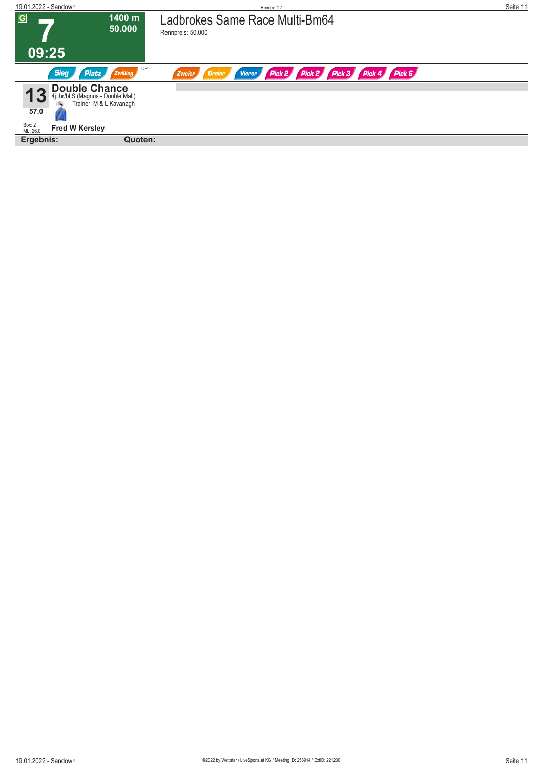G

# 7

1400 m
50.000

09:25

## Ladbrokes Same Race Multi-Bm64

Rennpreis: 50.000

Sieg | Platz | Zwilling | QPL | Zweier | Dreier | Vierer | Pick 2 | Pick 2 | Pick 3 | Pick 4 | Pick 6

**13** **Double Chance**
4j. br/bl S (Magnus - Double Malt)
Trainer: M & L Kavanagh
57.0
Box: 2
ML: 26,0
**Fred W Kersley**

**Ergebnis:** **Quoten:**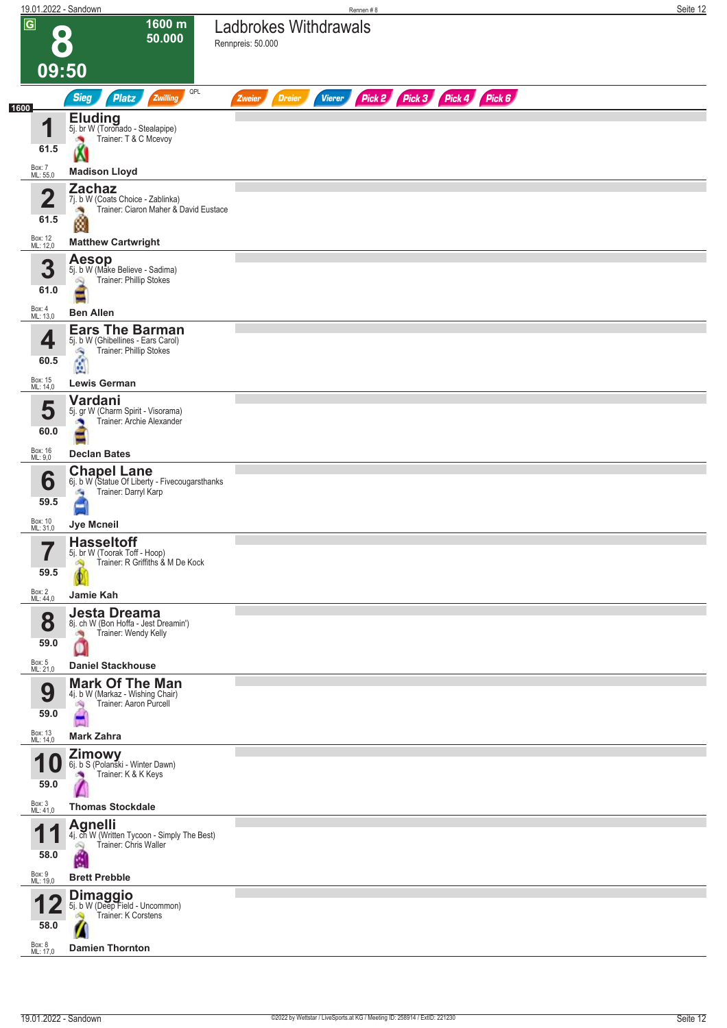# 8 — Ladbrokes Withdrawals

**1600 m — 50.000**

**09:50**

Rennpreis: 50.000

Sieg | Platz | Zwilling | QPL | Zweier | Dreier | Vierer | Pick 2 | Pick 3 | Pick 4 | Pick 6

**1600**

| Nr. | Gewicht | Pferd | Abstammung | Trainer | Jockey | Box | ML |
|---|---|---|---|---|---|---|---|
| 1 | 61.5 | **Eluding** | 5j. br W (Toronado - Stealapipe) | T & C Mcevoy | Madison Lloyd | 7 | 55,0 |
| 2 | 61.5 | **Zachaz** | 7j. b W (Coats Choice - Zablinka) | Ciaron Maher & David Eustace | Matthew Cartwright | 12 | 12,0 |
| 3 | 61.0 | **Aesop** | 5j. b W (Make Believe - Sadima) | Phillip Stokes | Ben Allen | 4 | 13,0 |
| 4 | 60.5 | **Ears The Barman** | 5j. b W (Ghibellines - Ears Carol) | Phillip Stokes | Lewis German | 15 | 14,0 |
| 5 | 60.0 | **Vardani** | 5j. gr W (Charm Spirit - Visorama) | Archie Alexander | Declan Bates | 16 | 9,0 |
| 6 | 59.5 | **Chapel Lane** | 6j. b W (Statue Of Liberty - Fivecougarsthanks | Darryl Karp | Jye Mcneil | 10 | 31,0 |
| 7 | 59.5 | **Hasseltoff** | 5j. br W (Toorak Toff - Hoop) | R Griffiths & M De Kock | Jamie Kah | 2 | 44,0 |
| 8 | 59.0 | **Jesta Dreama** | 8j. ch W (Bon Hoffa - Jest Dreamin') | Wendy Kelly | Daniel Stackhouse | 5 | 21,0 |
| 9 | 59.0 | **Mark Of The Man** | 4j. b W (Markaz - Wishing Chair) | Aaron Purcell | Mark Zahra | 13 | 14,0 |
| 10 | 59.0 | **Zimowy** | 6j. b S (Polanski - Winter Dawn) | K & K Keys | Thomas Stockdale | 3 | 41,0 |
| 11 | 58.0 | **Agnelli** | 4j. ch W (Written Tycoon - Simply The Best) | Chris Waller | Brett Prebble | 9 | 19,0 |
| 12 | 58.0 | **Dimaggio** | 5j. b W (Deep Field - Uncommon) | K Corstens | Damien Thornton | 8 | 17,0 |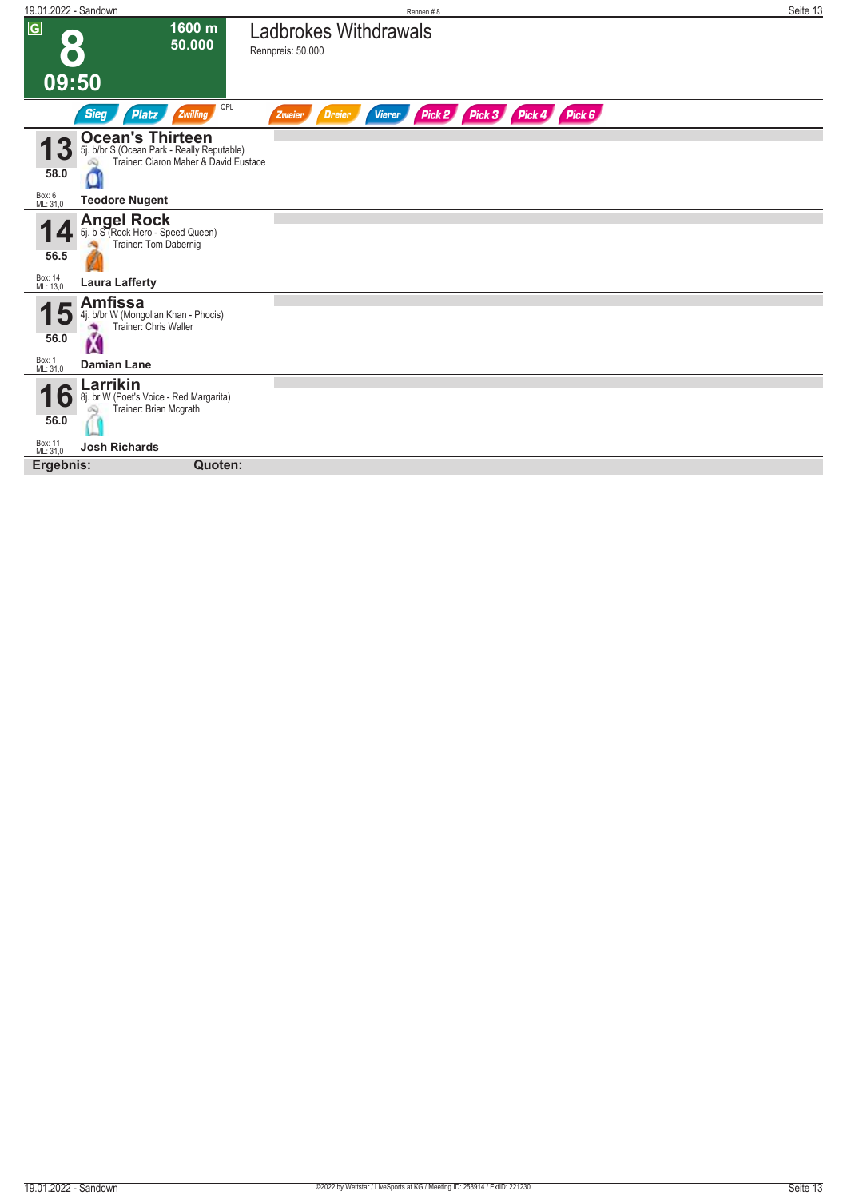G **8** 1600 m 50.000 09:50

# Ladbrokes Withdrawals

Rennpreis: 50.000

Sieg | Platz | Zwilling | QPL | Zweier | Dreier | Vierer | Pick 2 | Pick 3 | Pick 4 | Pick 6

**13** **Ocean's Thirteen**
5j. b/br S (Ocean Park - Really Reputable)
Trainer: Ciaron Maher & David Eustace
58.0
Box: 6
ML: 31,0
**Teodore Nugent**

**14** **Angel Rock**
5j. b S (Rock Hero - Speed Queen)
Trainer: Tom Dabernig
56.5
Box: 14
ML: 13,0
**Laura Lafferty**

**15** **Amfissa**
4j. b/br W (Mongolian Khan - Phocis)
Trainer: Chris Waller
56.0
Box: 1
ML: 31,0
**Damian Lane**

**16** **Larrikin**
8j. br W (Poet's Voice - Red Margarita)
Trainer: Brian Mcgrath
56.0
Box: 11
ML: 31,0
**Josh Richards**

**Ergebnis:** **Quoten:**